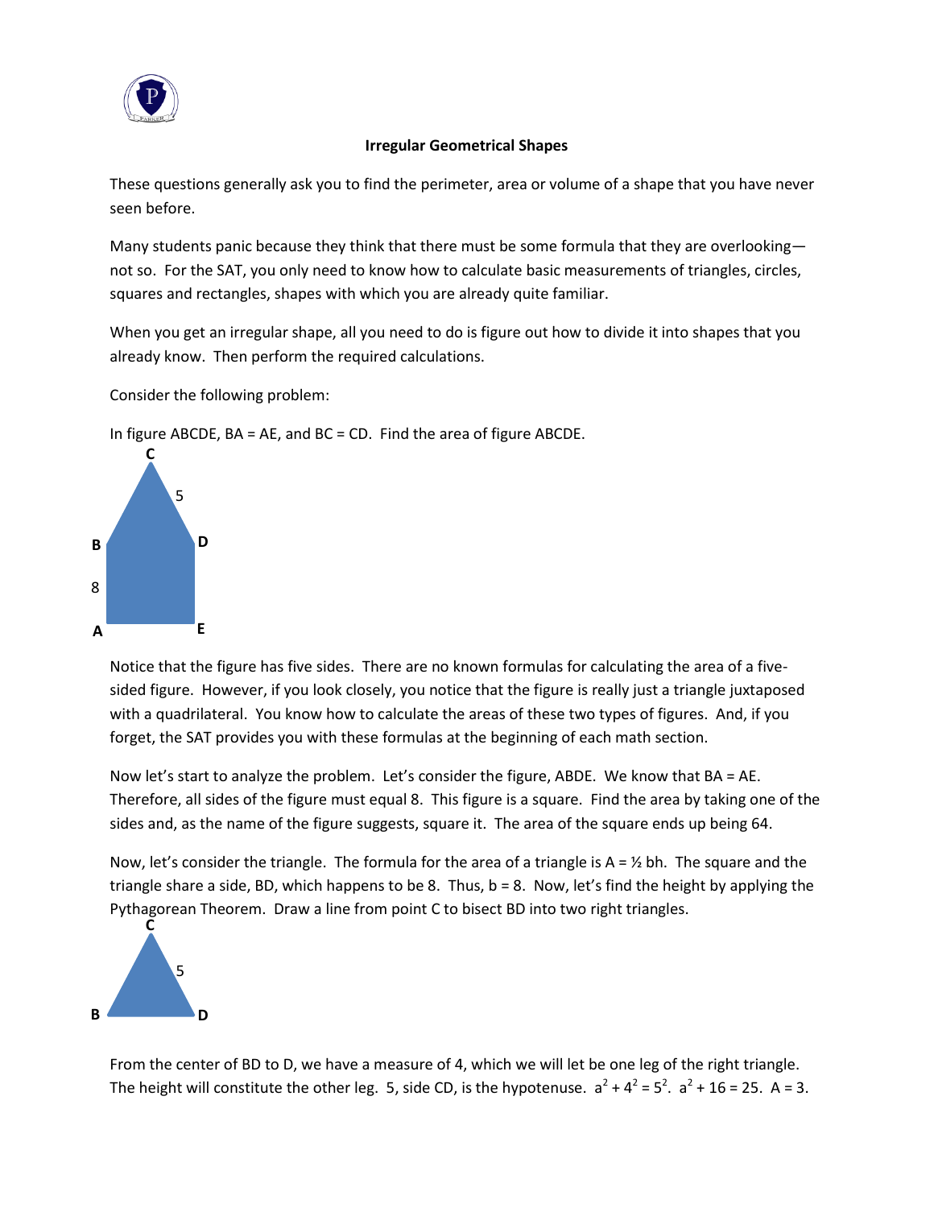**Irregular Geometrical Shapes**

These questions generally ask you to find the perimeter, area or volume of a shape that you have never seen before.

Many students panic because they think that there must be some formula that they are overlooking—not so. For the SAT, you only need to know how to calculate basic measurements of triangles, circles, squares and rectangles, shapes with which you are already quite familiar.

When you get an irregular shape, all you need to do is figure out how to divide it into shapes that you already know. Then perform the required calculations.

Consider the following problem:

In figure ABCDE, BA = AE, and BC = CD. Find the area of figure ABCDE.

Notice that the figure has five sides. There are no known formulas for calculating the area of a five-sided figure. However, if you look closely, you notice that the figure is really just a triangle juxtaposed with a quadrilateral. You know how to calculate the areas of these two types of figures. And, if you forget, the SAT provides you with these formulas at the beginning of each math section.

Now let's start to analyze the problem. Let's consider the figure, ABDE. We know that BA = AE. Therefore, all sides of the figure must equal 8. This figure is a square. Find the area by taking one of the sides and, as the name of the figure suggests, square it. The area of the square ends up being 64.

Now, let's consider the triangle. The formula for the area of a triangle is $A = \frac{1}{2}bh$. The square and the triangle share a side, BD, which happens to be 8. Thus, $b = 8$. Now, let's find the height by applying the Pythagorean Theorem. Draw a line from point C to bisect BD into two right triangles.

From the center of BD to D, we have a measure of 4, which we will let be one leg of the right triangle. The height will constitute the other leg. 5, side CD, is the hypotenuse. $a^2 + 4^2 = 5^2$. $a^2 + 16 = 25$. $A = 3$.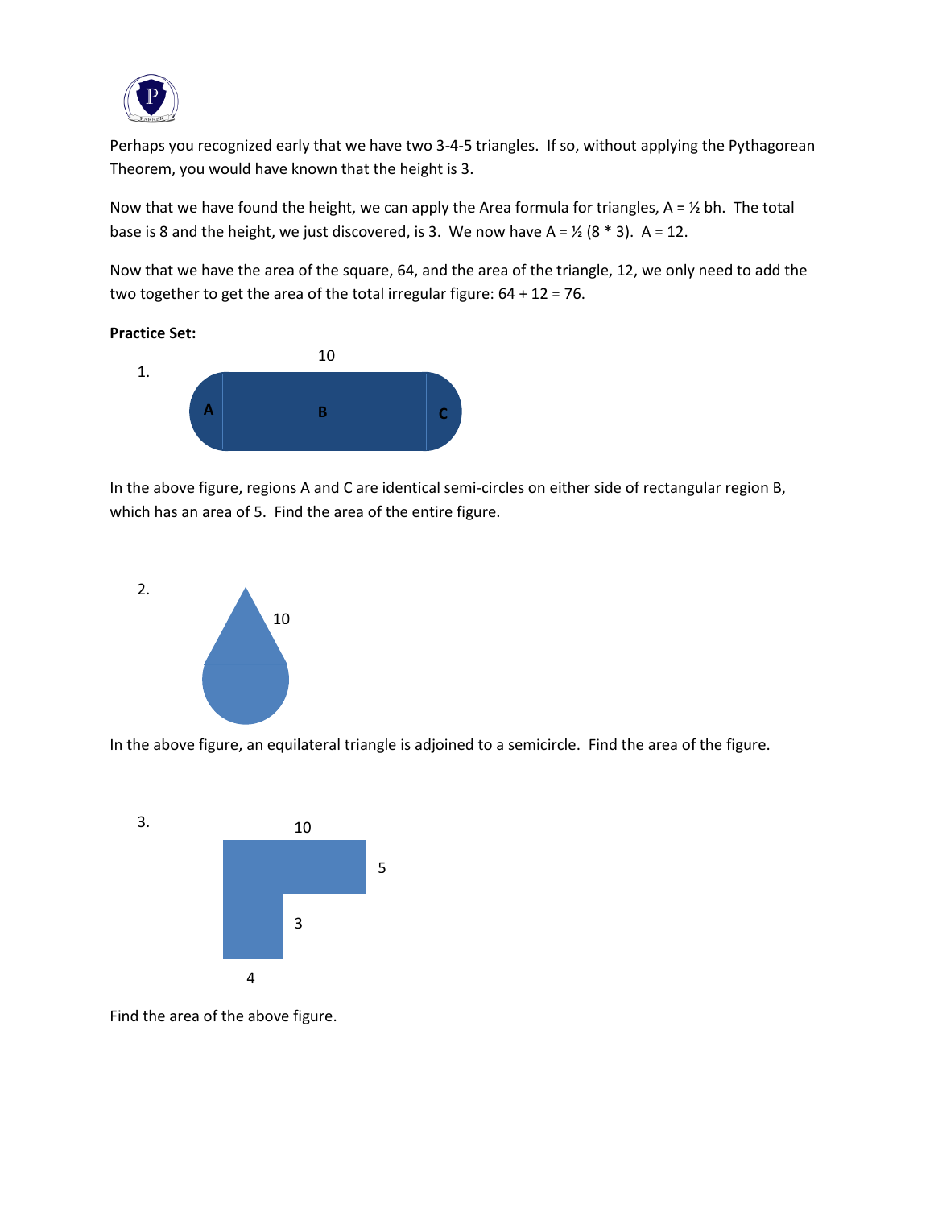Perhaps you recognized early that we have two 3-4-5 triangles. If so, without applying the Pythagorean Theorem, you would have known that the height is 3.

Now that we have found the height, we can apply the Area formula for triangles, $A = \frac{1}{2}bh$. The total base is 8 and the height, we just discovered, is 3. We now have $A = \frac{1}{2}(8 * 3)$. $A = 12$.

Now that we have the area of the square, 64, and the area of the triangle, 12, we only need to add the two together to get the area of the total irregular figure: $64 + 12 = 76$.

**Practice Set:**

1.

In the above figure, regions A and C are identical semi-circles on either side of rectangular region B, which has an area of 5. Find the area of the entire figure.

2.

In the above figure, an equilateral triangle is adjoined to a semicircle. Find the area of the figure.

3.

Find the area of the above figure.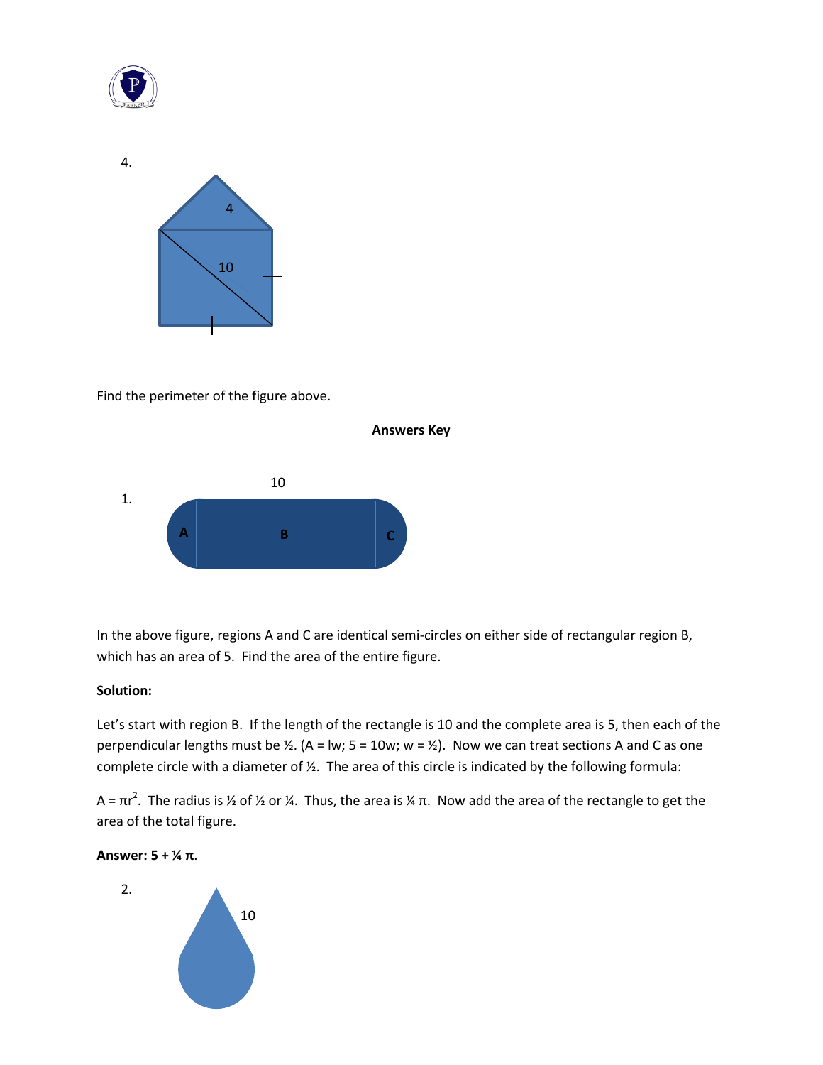4.

4

10

Find the perimeter of the figure above.

**Answers Key**

1.

10

A B C

In the above figure, regions A and C are identical semi-circles on either side of rectangular region B, which has an area of 5. Find the area of the entire figure.

**Solution:**

Let's start with region B. If the length of the rectangle is 10 and the complete area is 5, then each of the perpendicular lengths must be ½. ($A = lw$; $5 = 10w$; $w = ½$). Now we can treat sections A and C as one complete circle with a diameter of ½. The area of this circle is indicated by the following formula:

$A = \pi r^2$. The radius is ½ of ½ or ¼. Thus, the area is ¼ $\pi$. Now add the area of the rectangle to get the area of the total figure.

**Answer: 5 + ¼ $\pi$.**

2.

10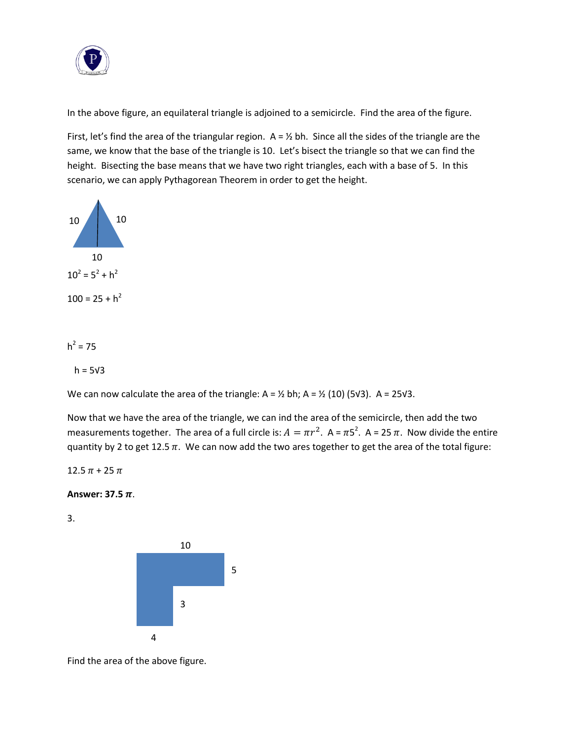In the above figure, an equilateral triangle is adjoined to a semicircle. Find the area of the figure.

First, let's find the area of the triangular region. A = ½ bh. Since all the sides of the triangle are the same, we know that the base of the triangle is 10. Let's bisect the triangle so that we can find the height. Bisecting the base means that we have two right triangles, each with a base of 5. In this scenario, we can apply Pythagorean Theorem in order to get the height.

10 10

10

$10^2 = 5^2 + h^2$

$100 = 25 + h^2$

$h^2 = 75$

$h = 5\sqrt{3}$

We can now calculate the area of the triangle: A = ½ bh; A = ½ (10) ($5\sqrt{3}$). A = $25\sqrt{3}$.

Now that we have the area of the triangle, we can ind the area of the semicircle, then add the two measurements together. The area of a full circle is: $A = \pi r^2$. A = $\pi 5^2$. A = 25 $\pi$. Now divide the entire quantity by 2 to get 12.5 $\pi$. We can now add the two ares together to get the area of the total figure:

12.5 $\pi$ + 25 $\pi$

**Answer: 37.5 $\pi$.**

3.

10

5

3

4

Find the area of the above figure.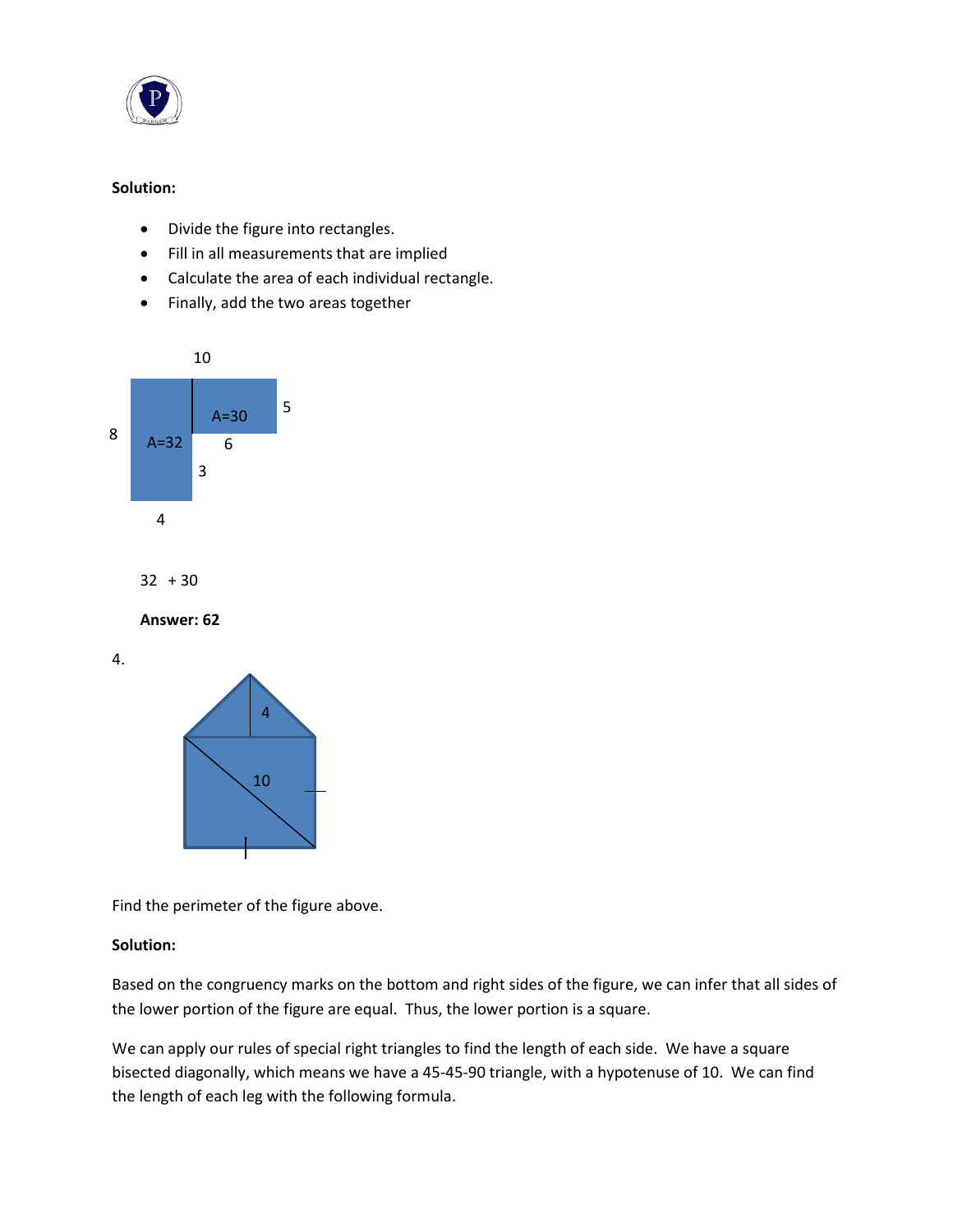**Solution:**

- Divide the figure into rectangles.
- Fill in all measurements that are implied
- Calculate the area of each individual rectangle.
- Finally, add the two areas together

32 + 30

**Answer: 62**

4.

Find the perimeter of the figure above.

**Solution:**

Based on the congruency marks on the bottom and right sides of the figure, we can infer that all sides of the lower portion of the figure are equal. Thus, the lower portion is a square.

We can apply our rules of special right triangles to find the length of each side. We have a square bisected diagonally, which means we have a 45-45-90 triangle, with a hypotenuse of 10. We can find the length of each leg with the following formula.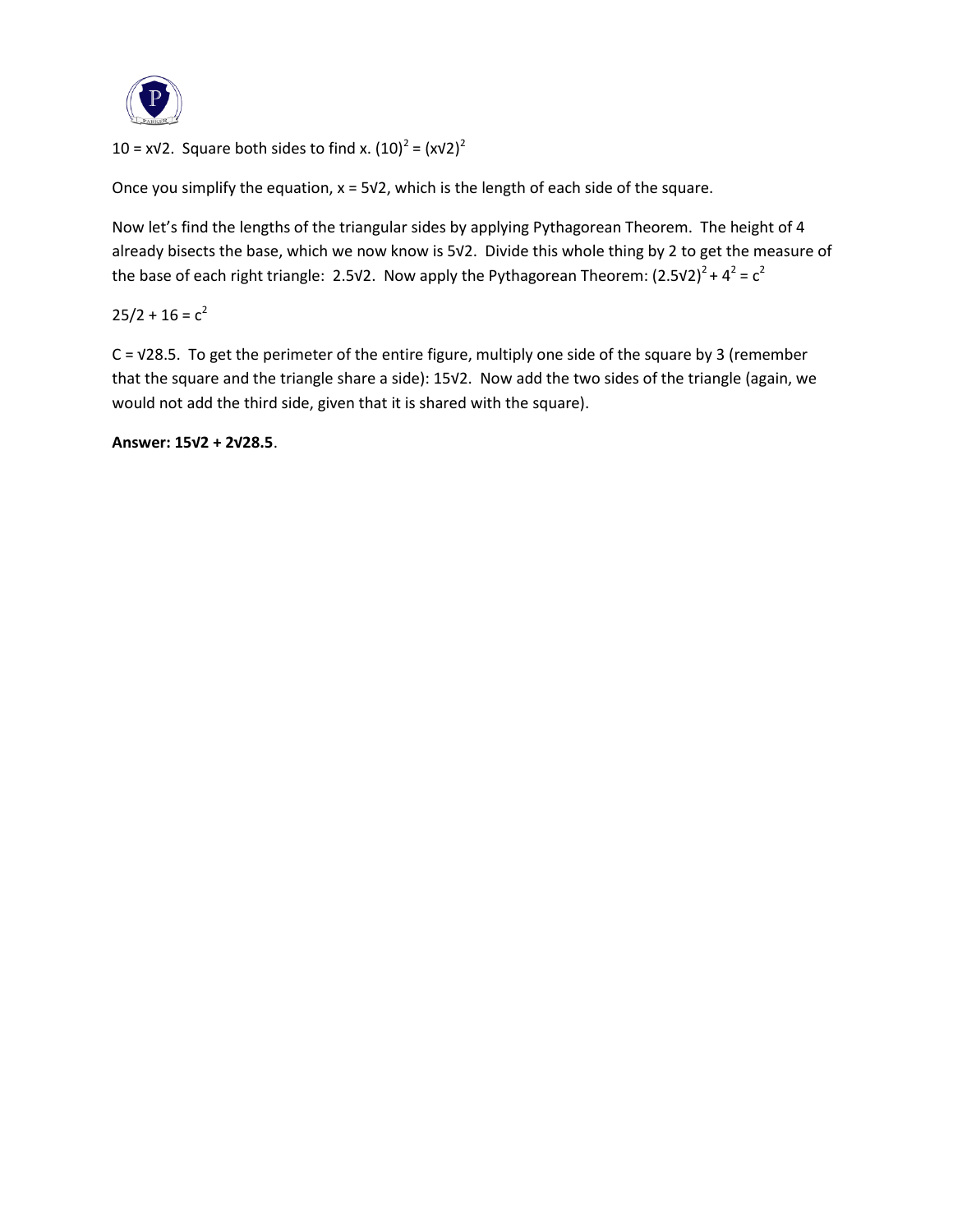$10 = x\sqrt{2}$. Square both sides to find x. $(10)^2 = (x\sqrt{2})^2$

Once you simplify the equation, $x = 5\sqrt{2}$, which is the length of each side of the square.

Now let's find the lengths of the triangular sides by applying Pythagorean Theorem. The height of 4 already bisects the base, which we now know is $5\sqrt{2}$. Divide this whole thing by 2 to get the measure of the base of each right triangle: $2.5\sqrt{2}$. Now apply the Pythagorean Theorem: $(2.5\sqrt{2})^2 + 4^2 = c^2$

$25/2 + 16 = c^2$

$C = \sqrt{28.5}$. To get the perimeter of the entire figure, multiply one side of the square by 3 (remember that the square and the triangle share a side): $15\sqrt{2}$. Now add the two sides of the triangle (again, we would not add the third side, given that it is shared with the square).

**Answer: $15\sqrt{2} + 2\sqrt{28.5}$**.